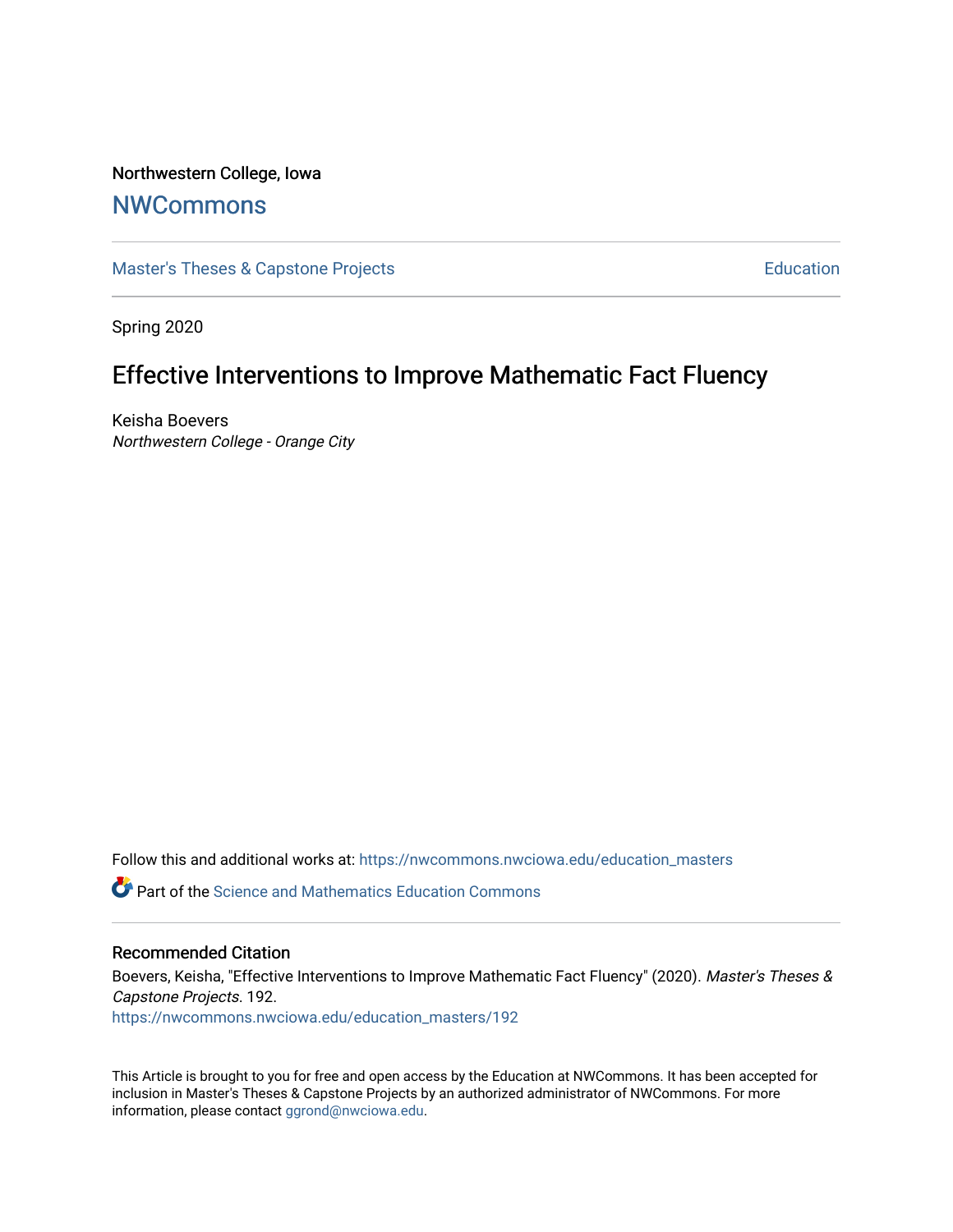Northwestern College, Iowa

# NWCommons

Master's Theses & Capstone Projects | Education

Spring 2020

## Effective Interventions to Improve Mathematic Fact Fluency

Keisha Boevers
*Northwestern College - Orange City*

Follow this and additional works at: https://nwcommons.nwciowa.edu/education_masters

Part of the Science and Mathematics Education Commons

### Recommended Citation

Boevers, Keisha, "Effective Interventions to Improve Mathematic Fact Fluency" (2020). *Master's Theses & Capstone Projects*. 192.
https://nwcommons.nwciowa.edu/education_masters/192

This Article is brought to you for free and open access by the Education at NWCommons. It has been accepted for inclusion in Master's Theses & Capstone Projects by an authorized administrator of NWCommons. For more information, please contact ggrond@nwciowa.edu.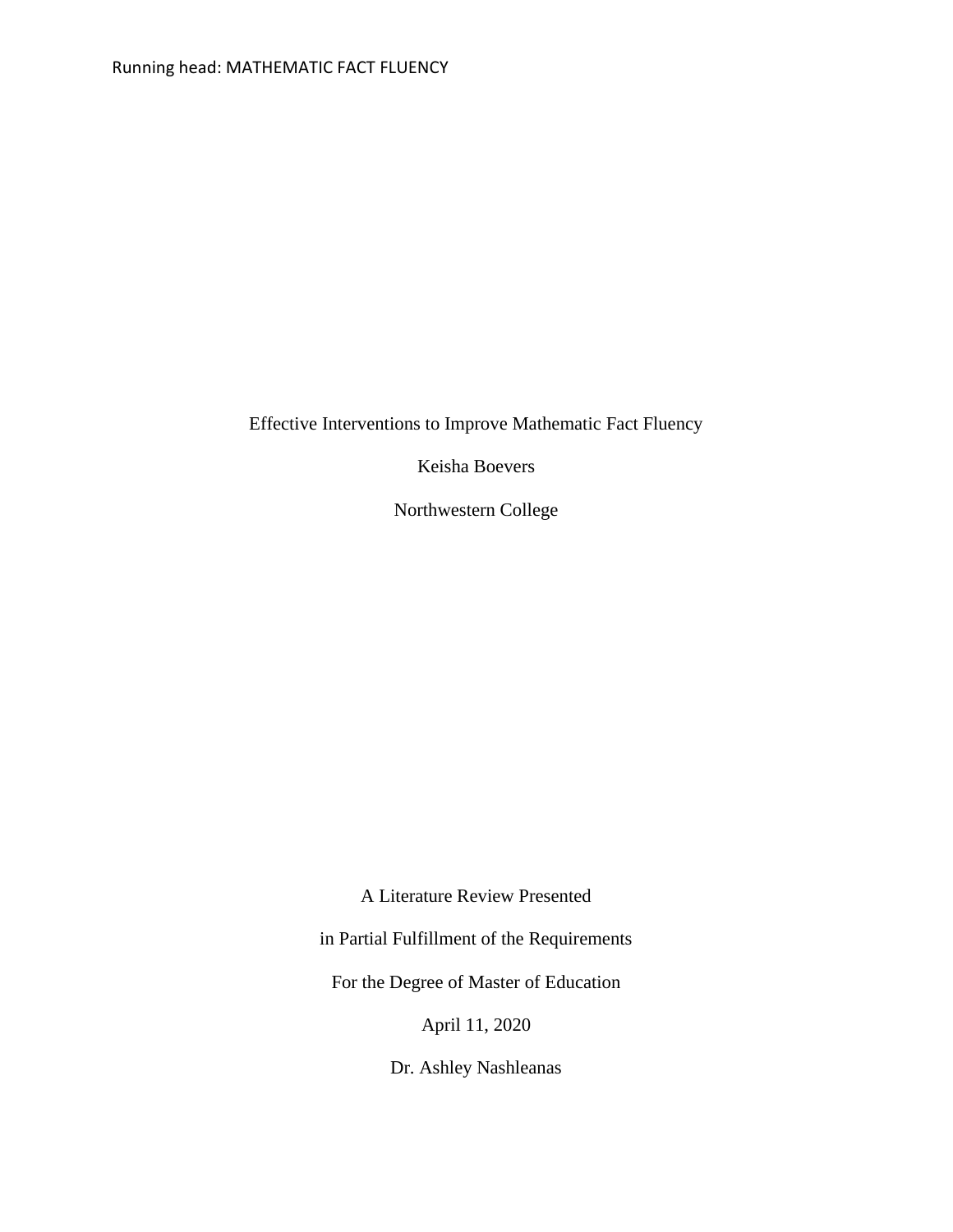Effective Interventions to Improve Mathematic Fact Fluency

Keisha Boevers

Northwestern College

A Literature Review Presented

in Partial Fulfillment of the Requirements

For the Degree of Master of Education

April 11, 2020

Dr. Ashley Nashleanas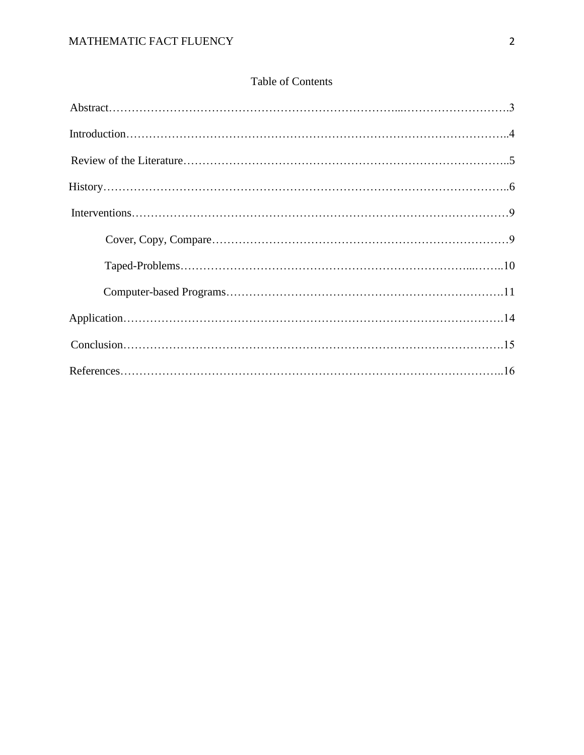## Table of Contents

Abstract……………………………………………………………………...……………………….3

Introduction……………………………………………………………………………………..4

Review of the Literature…………………………………………………………………………..5

History……………………………………………………………………………………………..6

Interventions………………………………………………………………………………………9

- Cover, Copy, Compare……………………………………………………………………9
- Taped-Problems…………………………………………………………………...……..10
- Computer-based Programs……………………………………………………………….11

Application……………………………………………………………………………………….14

Conclusion……………………………………………………………………………………….15

References………………………………………………………………………………………..16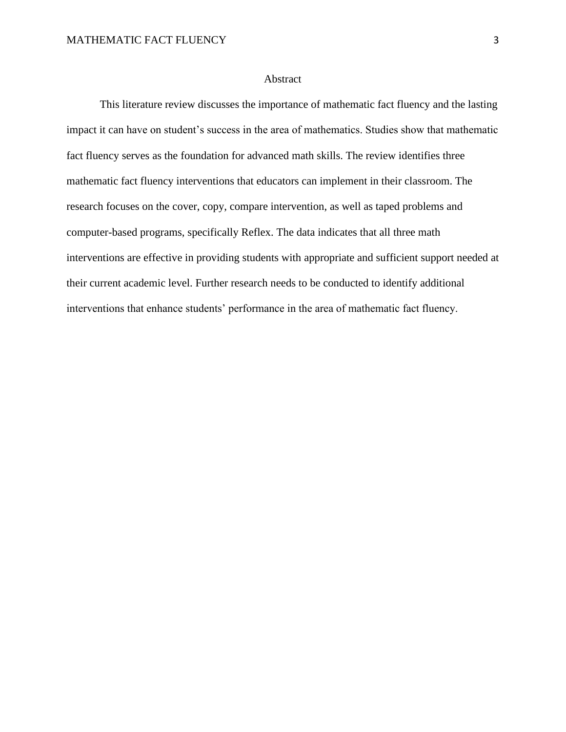# Abstract

This literature review discusses the importance of mathematic fact fluency and the lasting impact it can have on student's success in the area of mathematics. Studies show that mathematic fact fluency serves as the foundation for advanced math skills. The review identifies three mathematic fact fluency interventions that educators can implement in their classroom. The research focuses on the cover, copy, compare intervention, as well as taped problems and computer-based programs, specifically Reflex. The data indicates that all three math interventions are effective in providing students with appropriate and sufficient support needed at their current academic level. Further research needs to be conducted to identify additional interventions that enhance students' performance in the area of mathematic fact fluency.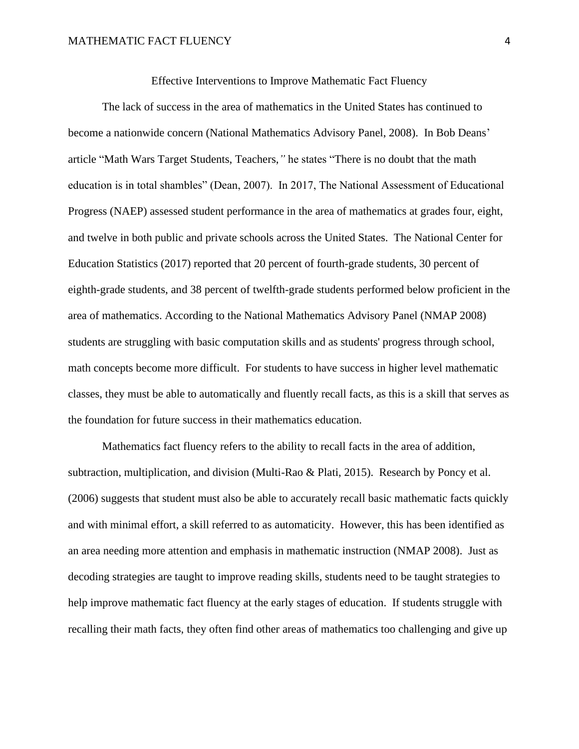## Effective Interventions to Improve Mathematic Fact Fluency

The lack of success in the area of mathematics in the United States has continued to become a nationwide concern (National Mathematics Advisory Panel, 2008). In Bob Deans' article "Math Wars Target Students, Teachers," he states "There is no doubt that the math education is in total shambles" (Dean, 2007). In 2017, The National Assessment of Educational Progress (NAEP) assessed student performance in the area of mathematics at grades four, eight, and twelve in both public and private schools across the United States. The National Center for Education Statistics (2017) reported that 20 percent of fourth-grade students, 30 percent of eighth-grade students, and 38 percent of twelfth-grade students performed below proficient in the area of mathematics. According to the National Mathematics Advisory Panel (NMAP 2008) students are struggling with basic computation skills and as students' progress through school, math concepts become more difficult. For students to have success in higher level mathematic classes, they must be able to automatically and fluently recall facts, as this is a skill that serves as the foundation for future success in their mathematics education.

Mathematics fact fluency refers to the ability to recall facts in the area of addition, subtraction, multiplication, and division (Multi-Rao & Plati, 2015). Research by Poncy et al. (2006) suggests that student must also be able to accurately recall basic mathematic facts quickly and with minimal effort, a skill referred to as automaticity. However, this has been identified as an area needing more attention and emphasis in mathematic instruction (NMAP 2008). Just as decoding strategies are taught to improve reading skills, students need to be taught strategies to help improve mathematic fact fluency at the early stages of education. If students struggle with recalling their math facts, they often find other areas of mathematics too challenging and give up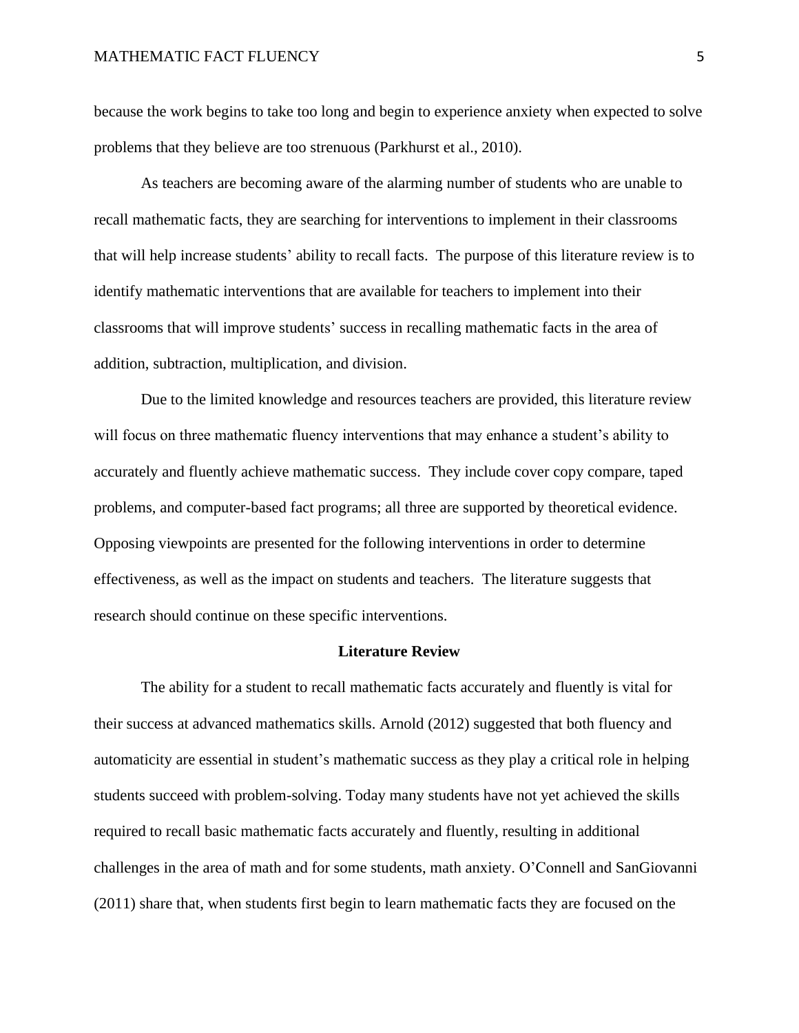because the work begins to take too long and begin to experience anxiety when expected to solve problems that they believe are too strenuous (Parkhurst et al., 2010).

As teachers are becoming aware of the alarming number of students who are unable to recall mathematic facts, they are searching for interventions to implement in their classrooms that will help increase students' ability to recall facts. The purpose of this literature review is to identify mathematic interventions that are available for teachers to implement into their classrooms that will improve students' success in recalling mathematic facts in the area of addition, subtraction, multiplication, and division.

Due to the limited knowledge and resources teachers are provided, this literature review will focus on three mathematic fluency interventions that may enhance a student's ability to accurately and fluently achieve mathematic success. They include cover copy compare, taped problems, and computer-based fact programs; all three are supported by theoretical evidence. Opposing viewpoints are presented for the following interventions in order to determine effectiveness, as well as the impact on students and teachers. The literature suggests that research should continue on these specific interventions.

## Literature Review

The ability for a student to recall mathematic facts accurately and fluently is vital for their success at advanced mathematics skills. Arnold (2012) suggested that both fluency and automaticity are essential in student's mathematic success as they play a critical role in helping students succeed with problem-solving. Today many students have not yet achieved the skills required to recall basic mathematic facts accurately and fluently, resulting in additional challenges in the area of math and for some students, math anxiety. O'Connell and SanGiovanni (2011) share that, when students first begin to learn mathematic facts they are focused on the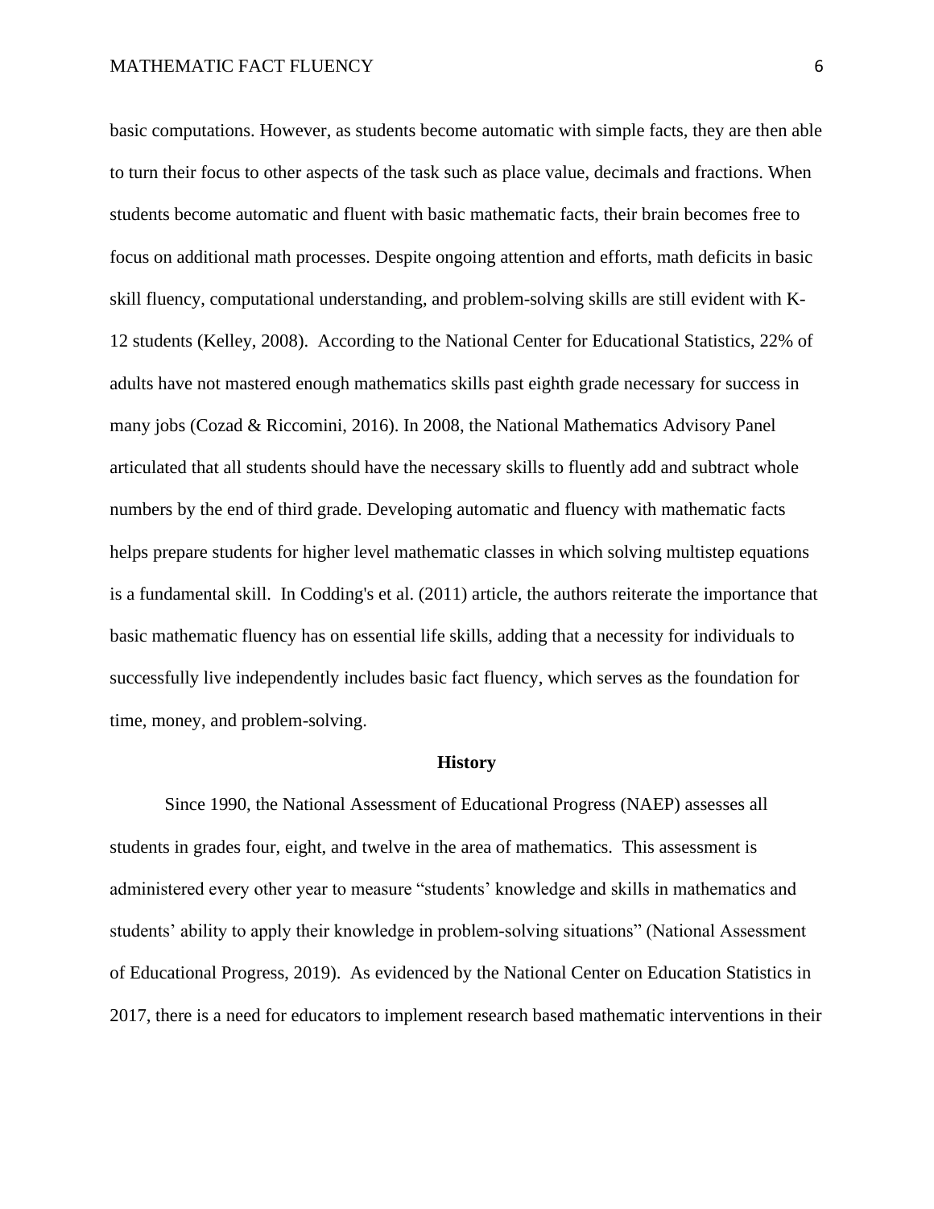basic computations. However, as students become automatic with simple facts, they are then able to turn their focus to other aspects of the task such as place value, decimals and fractions. When students become automatic and fluent with basic mathematic facts, their brain becomes free to focus on additional math processes. Despite ongoing attention and efforts, math deficits in basic skill fluency, computational understanding, and problem-solving skills are still evident with K-12 students (Kelley, 2008). According to the National Center for Educational Statistics, 22% of adults have not mastered enough mathematics skills past eighth grade necessary for success in many jobs (Cozad & Riccomini, 2016). In 2008, the National Mathematics Advisory Panel articulated that all students should have the necessary skills to fluently add and subtract whole numbers by the end of third grade. Developing automatic and fluency with mathematic facts helps prepare students for higher level mathematic classes in which solving multistep equations is a fundamental skill. In Codding's et al. (2011) article, the authors reiterate the importance that basic mathematic fluency has on essential life skills, adding that a necessity for individuals to successfully live independently includes basic fact fluency, which serves as the foundation for time, money, and problem-solving.

## History

Since 1990, the National Assessment of Educational Progress (NAEP) assesses all students in grades four, eight, and twelve in the area of mathematics. This assessment is administered every other year to measure "students' knowledge and skills in mathematics and students' ability to apply their knowledge in problem-solving situations" (National Assessment of Educational Progress, 2019). As evidenced by the National Center on Education Statistics in 2017, there is a need for educators to implement research based mathematic interventions in their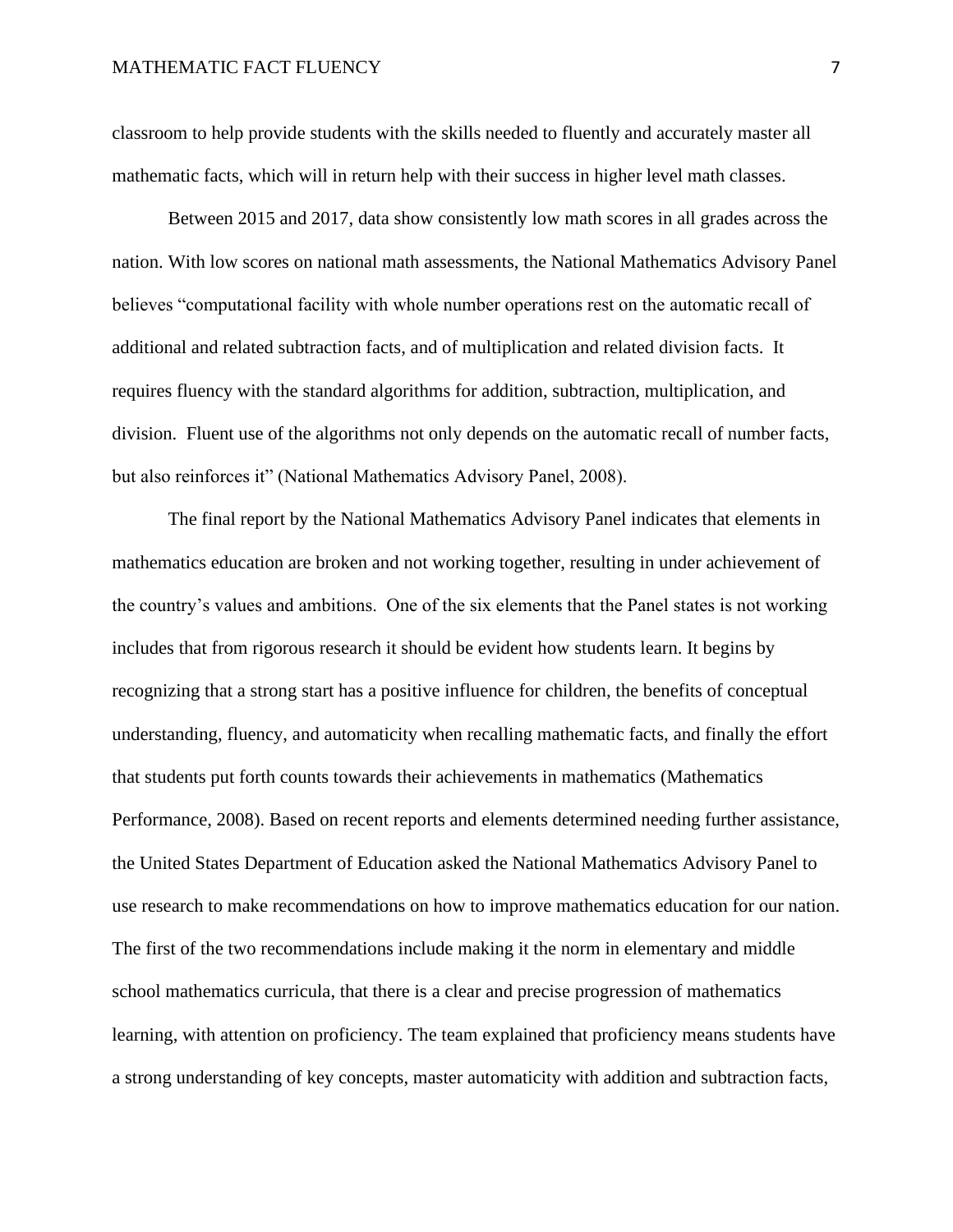classroom to help provide students with the skills needed to fluently and accurately master all mathematic facts, which will in return help with their success in higher level math classes.

Between 2015 and 2017, data show consistently low math scores in all grades across the nation. With low scores on national math assessments, the National Mathematics Advisory Panel believes "computational facility with whole number operations rest on the automatic recall of additional and related subtraction facts, and of multiplication and related division facts. It requires fluency with the standard algorithms for addition, subtraction, multiplication, and division. Fluent use of the algorithms not only depends on the automatic recall of number facts, but also reinforces it" (National Mathematics Advisory Panel, 2008).

The final report by the National Mathematics Advisory Panel indicates that elements in mathematics education are broken and not working together, resulting in under achievement of the country's values and ambitions. One of the six elements that the Panel states is not working includes that from rigorous research it should be evident how students learn. It begins by recognizing that a strong start has a positive influence for children, the benefits of conceptual understanding, fluency, and automaticity when recalling mathematic facts, and finally the effort that students put forth counts towards their achievements in mathematics (Mathematics Performance, 2008). Based on recent reports and elements determined needing further assistance, the United States Department of Education asked the National Mathematics Advisory Panel to use research to make recommendations on how to improve mathematics education for our nation. The first of the two recommendations include making it the norm in elementary and middle school mathematics curricula, that there is a clear and precise progression of mathematics learning, with attention on proficiency. The team explained that proficiency means students have a strong understanding of key concepts, master automaticity with addition and subtraction facts,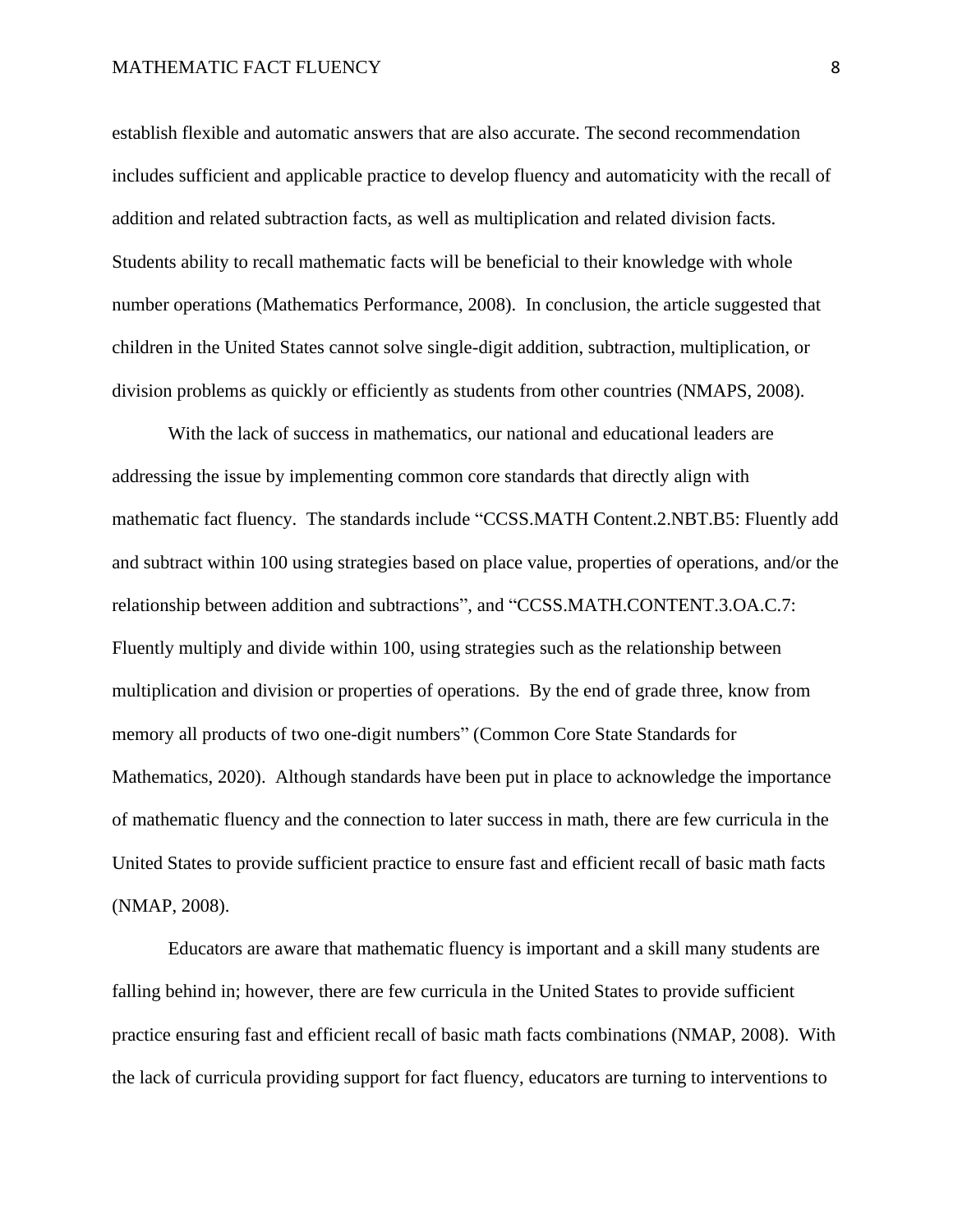establish flexible and automatic answers that are also accurate. The second recommendation includes sufficient and applicable practice to develop fluency and automaticity with the recall of addition and related subtraction facts, as well as multiplication and related division facts. Students ability to recall mathematic facts will be beneficial to their knowledge with whole number operations (Mathematics Performance, 2008). In conclusion, the article suggested that children in the United States cannot solve single-digit addition, subtraction, multiplication, or division problems as quickly or efficiently as students from other countries (NMAPS, 2008).

With the lack of success in mathematics, our national and educational leaders are addressing the issue by implementing common core standards that directly align with mathematic fact fluency. The standards include "CCSS.MATH Content.2.NBT.B5: Fluently add and subtract within 100 using strategies based on place value, properties of operations, and/or the relationship between addition and subtractions", and "CCSS.MATH.CONTENT.3.OA.C.7: Fluently multiply and divide within 100, using strategies such as the relationship between multiplication and division or properties of operations. By the end of grade three, know from memory all products of two one-digit numbers" (Common Core State Standards for Mathematics, 2020). Although standards have been put in place to acknowledge the importance of mathematic fluency and the connection to later success in math, there are few curricula in the United States to provide sufficient practice to ensure fast and efficient recall of basic math facts (NMAP, 2008).

Educators are aware that mathematic fluency is important and a skill many students are falling behind in; however, there are few curricula in the United States to provide sufficient practice ensuring fast and efficient recall of basic math facts combinations (NMAP, 2008). With the lack of curricula providing support for fact fluency, educators are turning to interventions to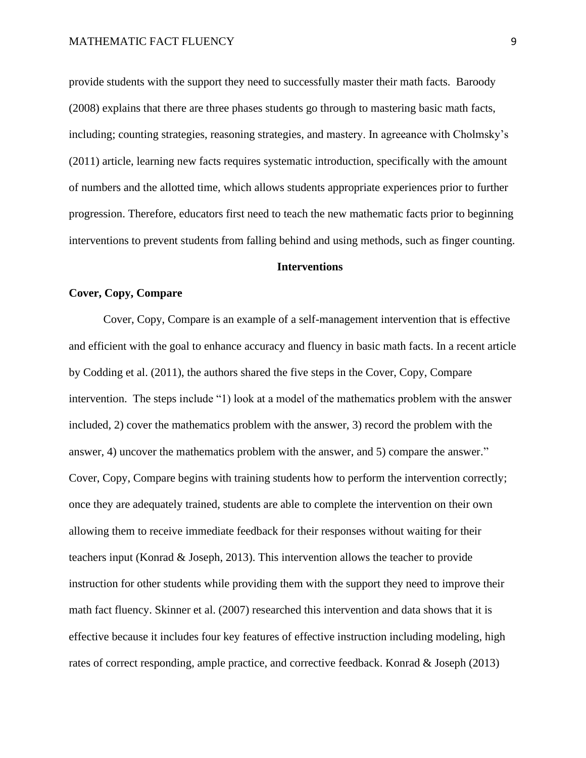provide students with the support they need to successfully master their math facts.  Baroody (2008) explains that there are three phases students go through to mastering basic math facts, including; counting strategies, reasoning strategies, and mastery. In agreeance with Cholmsky's (2011) article, learning new facts requires systematic introduction, specifically with the amount of numbers and the allotted time, which allows students appropriate experiences prior to further progression. Therefore, educators first need to teach the new mathematic facts prior to beginning interventions to prevent students from falling behind and using methods, such as finger counting.

## Interventions

### Cover, Copy, Compare

Cover, Copy, Compare is an example of a self-management intervention that is effective and efficient with the goal to enhance accuracy and fluency in basic math facts. In a recent article by Codding et al. (2011), the authors shared the five steps in the Cover, Copy, Compare intervention.  The steps include "1) look at a model of the mathematics problem with the answer included, 2) cover the mathematics problem with the answer, 3) record the problem with the answer, 4) uncover the mathematics problem with the answer, and 5) compare the answer." Cover, Copy, Compare begins with training students how to perform the intervention correctly; once they are adequately trained, students are able to complete the intervention on their own allowing them to receive immediate feedback for their responses without waiting for their teachers input (Konrad & Joseph, 2013). This intervention allows the teacher to provide instruction for other students while providing them with the support they need to improve their math fact fluency. Skinner et al. (2007) researched this intervention and data shows that it is effective because it includes four key features of effective instruction including modeling, high rates of correct responding, ample practice, and corrective feedback. Konrad & Joseph (2013)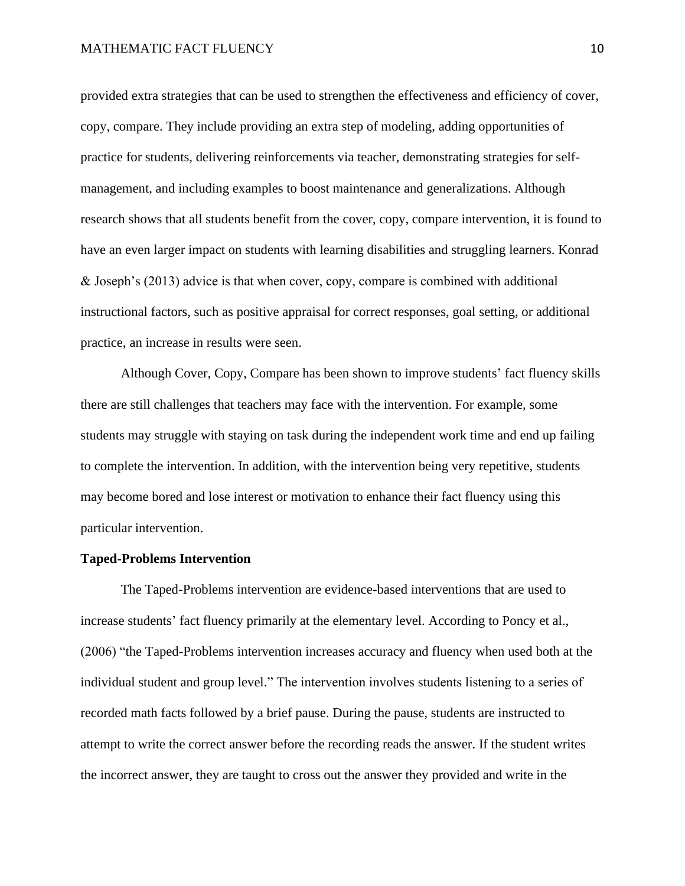provided extra strategies that can be used to strengthen the effectiveness and efficiency of cover, copy, compare. They include providing an extra step of modeling, adding opportunities of practice for students, delivering reinforcements via teacher, demonstrating strategies for self-management, and including examples to boost maintenance and generalizations. Although research shows that all students benefit from the cover, copy, compare intervention, it is found to have an even larger impact on students with learning disabilities and struggling learners. Konrad & Joseph's (2013) advice is that when cover, copy, compare is combined with additional instructional factors, such as positive appraisal for correct responses, goal setting, or additional practice, an increase in results were seen.

Although Cover, Copy, Compare has been shown to improve students' fact fluency skills there are still challenges that teachers may face with the intervention. For example, some students may struggle with staying on task during the independent work time and end up failing to complete the intervention. In addition, with the intervention being very repetitive, students may become bored and lose interest or motivation to enhance their fact fluency using this particular intervention.

**Taped-Problems Intervention**

The Taped-Problems intervention are evidence-based interventions that are used to increase students' fact fluency primarily at the elementary level. According to Poncy et al., (2006) "the Taped-Problems intervention increases accuracy and fluency when used both at the individual student and group level." The intervention involves students listening to a series of recorded math facts followed by a brief pause. During the pause, students are instructed to attempt to write the correct answer before the recording reads the answer. If the student writes the incorrect answer, they are taught to cross out the answer they provided and write in the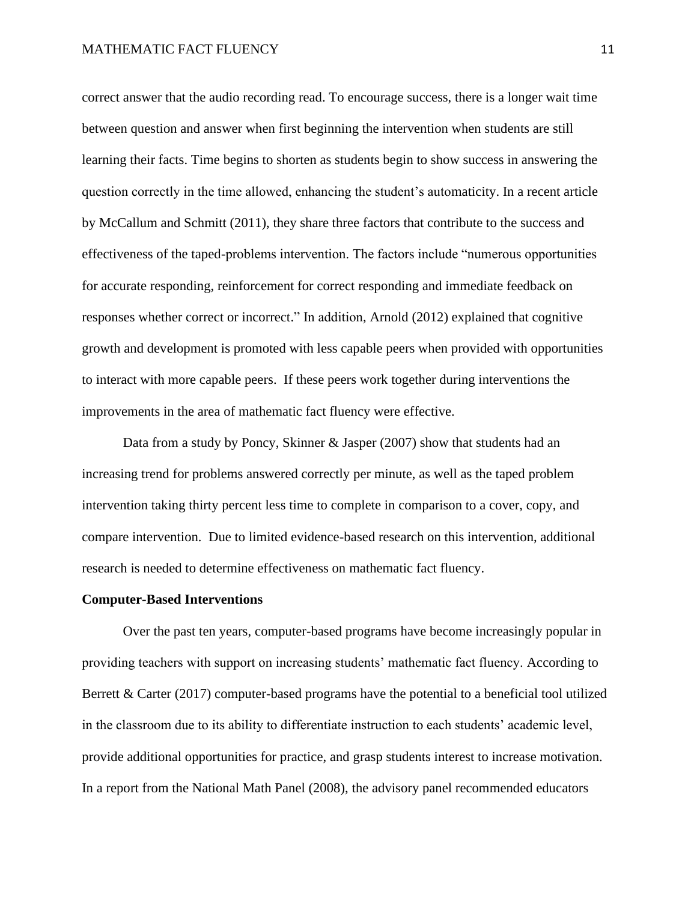correct answer that the audio recording read. To encourage success, there is a longer wait time between question and answer when first beginning the intervention when students are still learning their facts. Time begins to shorten as students begin to show success in answering the question correctly in the time allowed, enhancing the student's automaticity. In a recent article by McCallum and Schmitt (2011), they share three factors that contribute to the success and effectiveness of the taped-problems intervention. The factors include "numerous opportunities for accurate responding, reinforcement for correct responding and immediate feedback on responses whether correct or incorrect." In addition, Arnold (2012) explained that cognitive growth and development is promoted with less capable peers when provided with opportunities to interact with more capable peers. If these peers work together during interventions the improvements in the area of mathematic fact fluency were effective.

Data from a study by Poncy, Skinner & Jasper (2007) show that students had an increasing trend for problems answered correctly per minute, as well as the taped problem intervention taking thirty percent less time to complete in comparison to a cover, copy, and compare intervention. Due to limited evidence-based research on this intervention, additional research is needed to determine effectiveness on mathematic fact fluency.

**Computer-Based Interventions**

Over the past ten years, computer-based programs have become increasingly popular in providing teachers with support on increasing students' mathematic fact fluency. According to Berrett & Carter (2017) computer-based programs have the potential to a beneficial tool utilized in the classroom due to its ability to differentiate instruction to each students' academic level, provide additional opportunities for practice, and grasp students interest to increase motivation. In a report from the National Math Panel (2008), the advisory panel recommended educators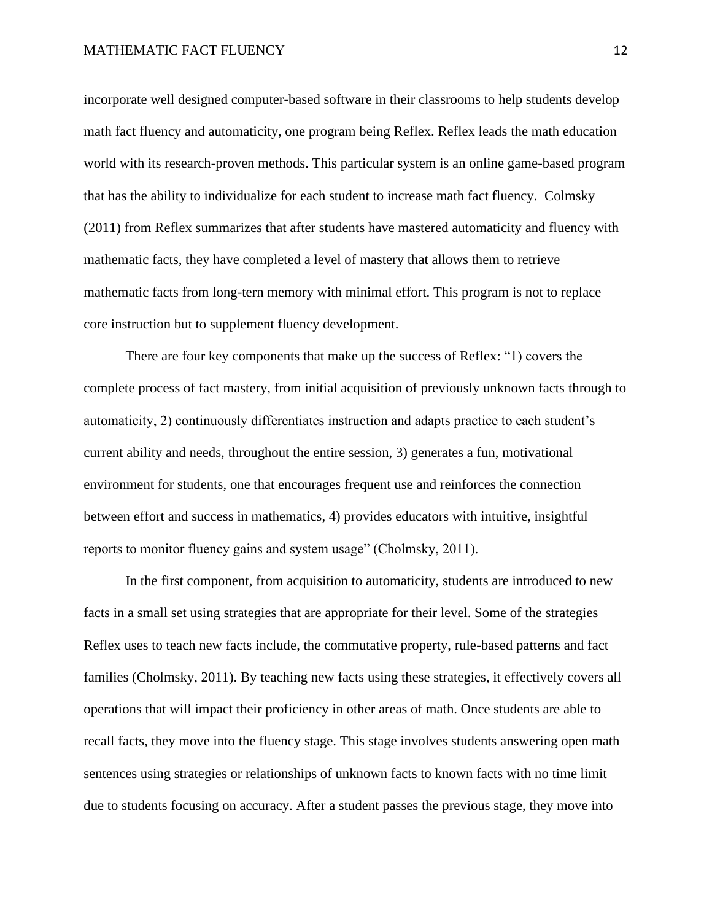incorporate well designed computer-based software in their classrooms to help students develop math fact fluency and automaticity, one program being Reflex. Reflex leads the math education world with its research-proven methods. This particular system is an online game-based program that has the ability to individualize for each student to increase math fact fluency.  Colmsky (2011) from Reflex summarizes that after students have mastered automaticity and fluency with mathematic facts, they have completed a level of mastery that allows them to retrieve mathematic facts from long-tern memory with minimal effort. This program is not to replace core instruction but to supplement fluency development.

There are four key components that make up the success of Reflex: "1) covers the complete process of fact mastery, from initial acquisition of previously unknown facts through to automaticity, 2) continuously differentiates instruction and adapts practice to each student's current ability and needs, throughout the entire session, 3) generates a fun, motivational environment for students, one that encourages frequent use and reinforces the connection between effort and success in mathematics, 4) provides educators with intuitive, insightful reports to monitor fluency gains and system usage" (Cholmsky, 2011).

In the first component, from acquisition to automaticity, students are introduced to new facts in a small set using strategies that are appropriate for their level. Some of the strategies Reflex uses to teach new facts include, the commutative property, rule-based patterns and fact families (Cholmsky, 2011). By teaching new facts using these strategies, it effectively covers all operations that will impact their proficiency in other areas of math. Once students are able to recall facts, they move into the fluency stage. This stage involves students answering open math sentences using strategies or relationships of unknown facts to known facts with no time limit due to students focusing on accuracy. After a student passes the previous stage, they move into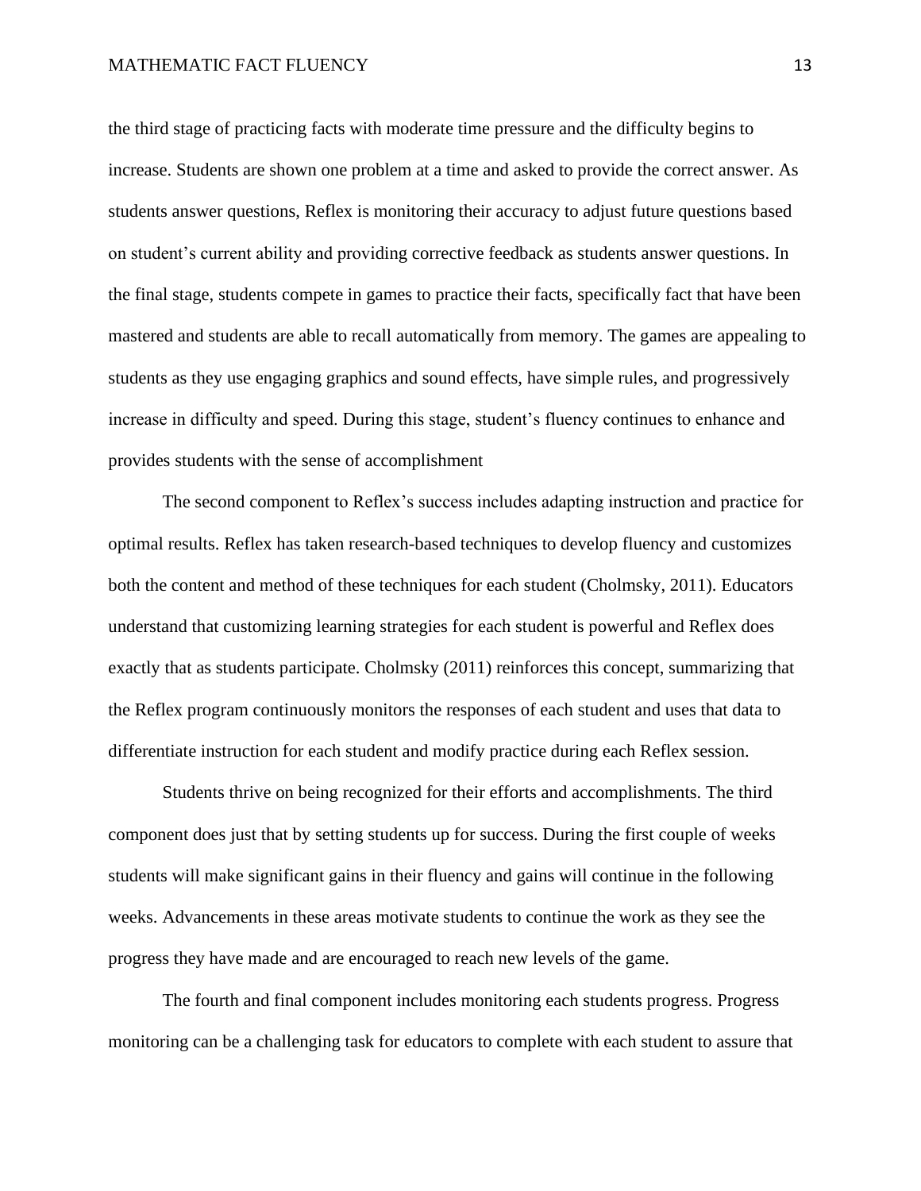the third stage of practicing facts with moderate time pressure and the difficulty begins to increase. Students are shown one problem at a time and asked to provide the correct answer. As students answer questions, Reflex is monitoring their accuracy to adjust future questions based on student's current ability and providing corrective feedback as students answer questions. In the final stage, students compete in games to practice their facts, specifically fact that have been mastered and students are able to recall automatically from memory. The games are appealing to students as they use engaging graphics and sound effects, have simple rules, and progressively increase in difficulty and speed. During this stage, student's fluency continues to enhance and provides students with the sense of accomplishment

The second component to Reflex's success includes adapting instruction and practice for optimal results. Reflex has taken research-based techniques to develop fluency and customizes both the content and method of these techniques for each student (Cholmsky, 2011). Educators understand that customizing learning strategies for each student is powerful and Reflex does exactly that as students participate. Cholmsky (2011) reinforces this concept, summarizing that the Reflex program continuously monitors the responses of each student and uses that data to differentiate instruction for each student and modify practice during each Reflex session.

Students thrive on being recognized for their efforts and accomplishments. The third component does just that by setting students up for success. During the first couple of weeks students will make significant gains in their fluency and gains will continue in the following weeks. Advancements in these areas motivate students to continue the work as they see the progress they have made and are encouraged to reach new levels of the game.

The fourth and final component includes monitoring each students progress. Progress monitoring can be a challenging task for educators to complete with each student to assure that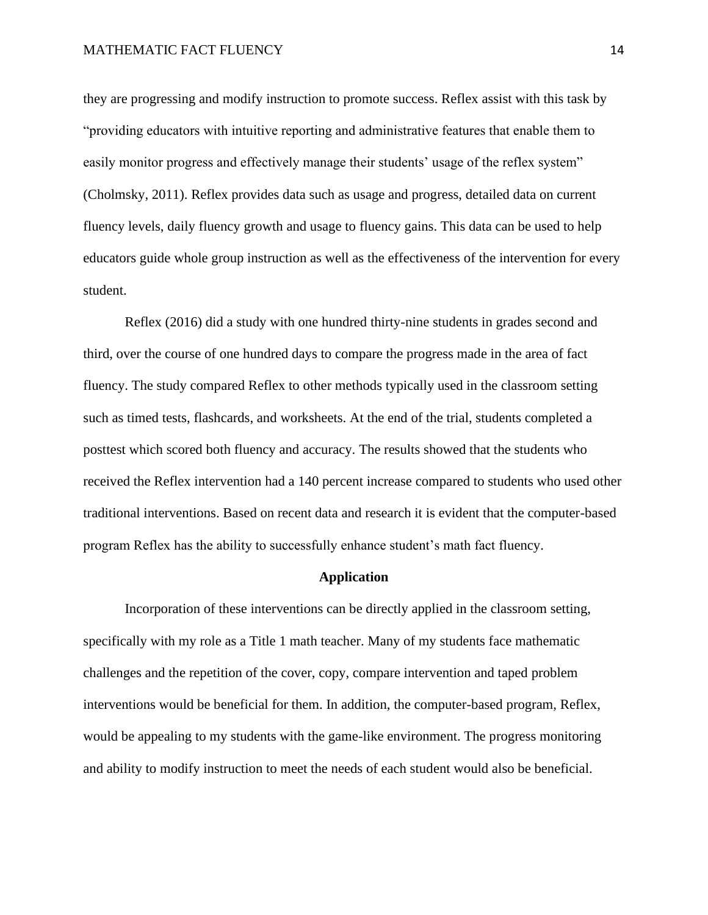they are progressing and modify instruction to promote success. Reflex assist with this task by "providing educators with intuitive reporting and administrative features that enable them to easily monitor progress and effectively manage their students' usage of the reflex system" (Cholmsky, 2011). Reflex provides data such as usage and progress, detailed data on current fluency levels, daily fluency growth and usage to fluency gains. This data can be used to help educators guide whole group instruction as well as the effectiveness of the intervention for every student.

Reflex (2016) did a study with one hundred thirty-nine students in grades second and third, over the course of one hundred days to compare the progress made in the area of fact fluency. The study compared Reflex to other methods typically used in the classroom setting such as timed tests, flashcards, and worksheets. At the end of the trial, students completed a posttest which scored both fluency and accuracy. The results showed that the students who received the Reflex intervention had a 140 percent increase compared to students who used other traditional interventions. Based on recent data and research it is evident that the computer-based program Reflex has the ability to successfully enhance student's math fact fluency.

## Application

Incorporation of these interventions can be directly applied in the classroom setting, specifically with my role as a Title 1 math teacher. Many of my students face mathematic challenges and the repetition of the cover, copy, compare intervention and taped problem interventions would be beneficial for them. In addition, the computer-based program, Reflex, would be appealing to my students with the game-like environment. The progress monitoring and ability to modify instruction to meet the needs of each student would also be beneficial.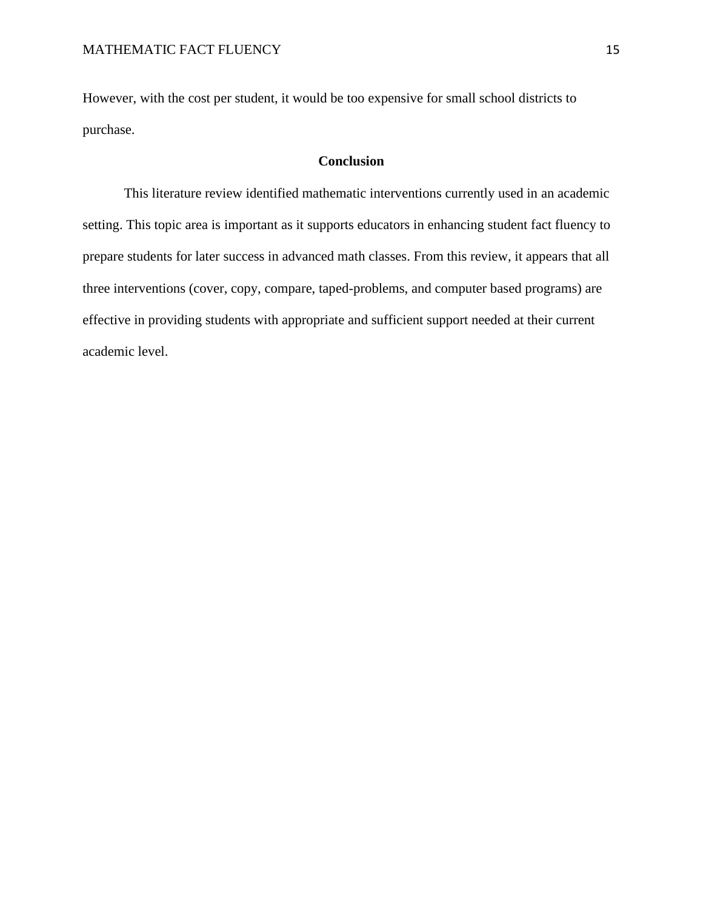However, with the cost per student, it would be too expensive for small school districts to purchase.

## Conclusion

This literature review identified mathematic interventions currently used in an academic setting. This topic area is important as it supports educators in enhancing student fact fluency to prepare students for later success in advanced math classes. From this review, it appears that all three interventions (cover, copy, compare, taped-problems, and computer based programs) are effective in providing students with appropriate and sufficient support needed at their current academic level.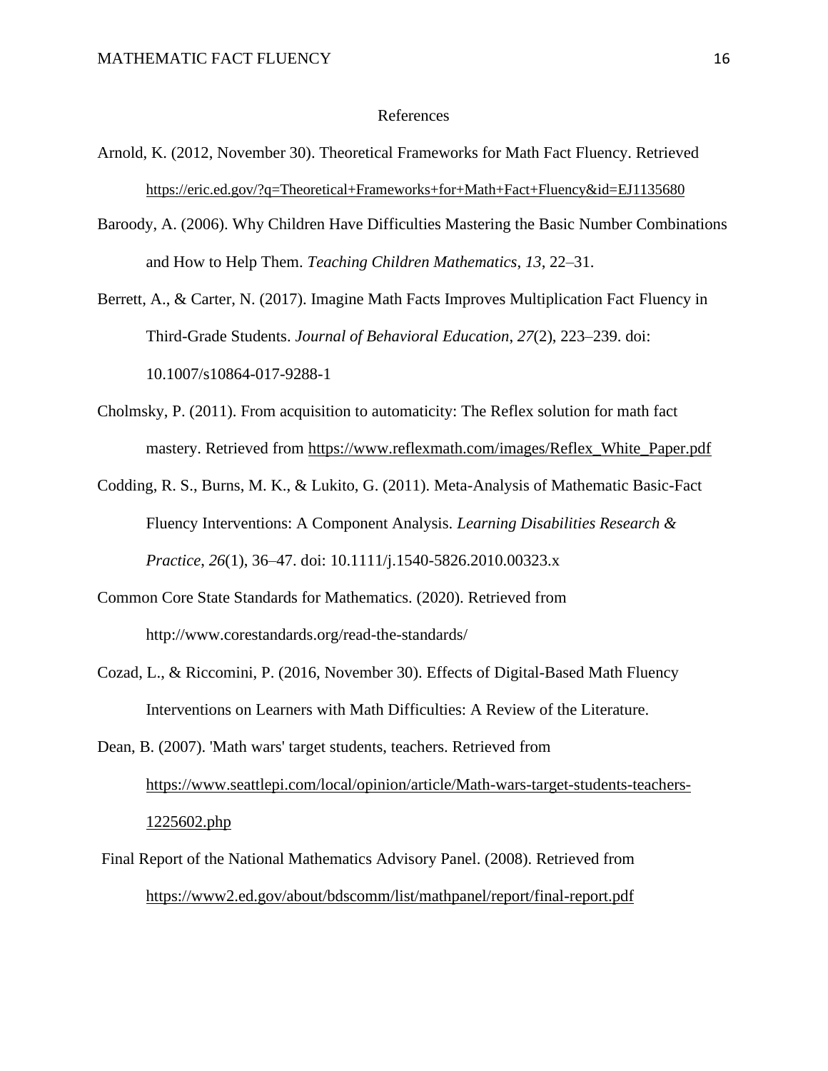# References

Arnold, K. (2012, November 30). Theoretical Frameworks for Math Fact Fluency. Retrieved https://eric.ed.gov/?q=Theoretical+Frameworks+for+Math+Fact+Fluency&id=EJ1135680

Baroody, A. (2006). Why Children Have Difficulties Mastering the Basic Number Combinations and How to Help Them. *Teaching Children Mathematics*, *13*, 22–31.

Berrett, A., & Carter, N. (2017). Imagine Math Facts Improves Multiplication Fact Fluency in Third-Grade Students. *Journal of Behavioral Education*, *27*(2), 223–239. doi: 10.1007/s10864-017-9288-1

Cholmsky, P. (2011). From acquisition to automaticity: The Reflex solution for math fact mastery. Retrieved from https://www.reflexmath.com/images/Reflex_White_Paper.pdf

Codding, R. S., Burns, M. K., & Lukito, G. (2011). Meta-Analysis of Mathematic Basic-Fact Fluency Interventions: A Component Analysis. *Learning Disabilities Research & Practice*, *26*(1), 36–47. doi: 10.1111/j.1540-5826.2010.00323.x

Common Core State Standards for Mathematics. (2020). Retrieved from http://www.corestandards.org/read-the-standards/

Cozad, L., & Riccomini, P. (2016, November 30). Effects of Digital-Based Math Fluency Interventions on Learners with Math Difficulties: A Review of the Literature.

Dean, B. (2007). 'Math wars' target students, teachers. Retrieved from https://www.seattlepi.com/local/opinion/article/Math-wars-target-students-teachers-1225602.php

Final Report of the National Mathematics Advisory Panel. (2008). Retrieved from https://www2.ed.gov/about/bdscomm/list/mathpanel/report/final-report.pdf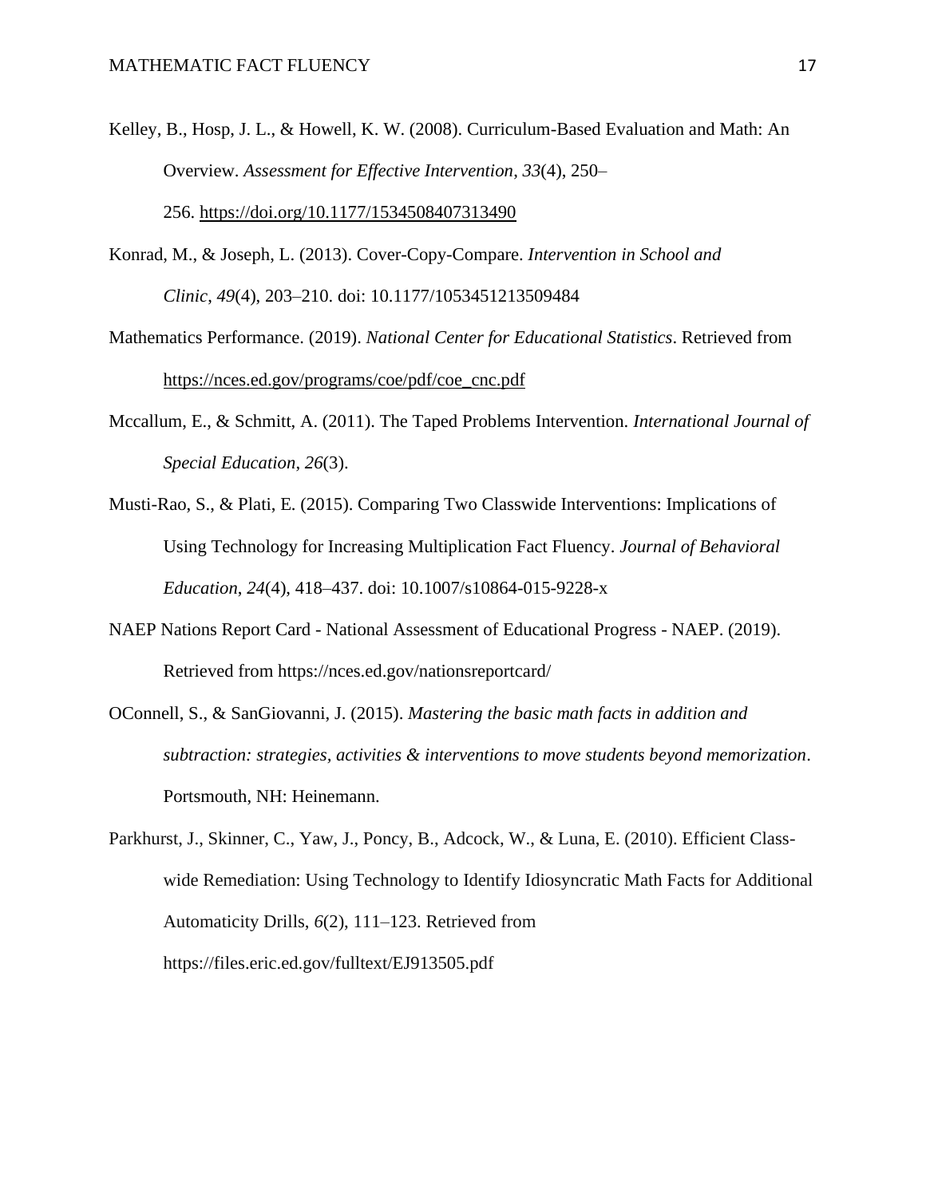Kelley, B., Hosp, J. L., & Howell, K. W. (2008). Curriculum-Based Evaluation and Math: An Overview. *Assessment for Effective Intervention*, *33*(4), 250–256. https://doi.org/10.1177/1534508407313490

Konrad, M., & Joseph, L. (2013). Cover-Copy-Compare. *Intervention in School and Clinic*, *49*(4), 203–210. doi: 10.1177/1053451213509484

Mathematics Performance. (2019). *National Center for Educational Statistics*. Retrieved from https://nces.ed.gov/programs/coe/pdf/coe_cnc.pdf

Mccallum, E., & Schmitt, A. (2011). The Taped Problems Intervention. *International Journal of Special Education*, *26*(3).

Musti-Rao, S., & Plati, E. (2015). Comparing Two Classwide Interventions: Implications of Using Technology for Increasing Multiplication Fact Fluency. *Journal of Behavioral Education*, *24*(4), 418–437. doi: 10.1007/s10864-015-9228-x

NAEP Nations Report Card - National Assessment of Educational Progress - NAEP. (2019). Retrieved from https://nces.ed.gov/nationsreportcard/

OConnell, S., & SanGiovanni, J. (2015). *Mastering the basic math facts in addition and subtraction: strategies, activities & interventions to move students beyond memorization*. Portsmouth, NH: Heinemann.

Parkhurst, J., Skinner, C., Yaw, J., Poncy, B., Adcock, W., & Luna, E. (2010). Efficient Class-wide Remediation: Using Technology to Identify Idiosyncratic Math Facts for Additional Automaticity Drills, *6*(2), 111–123. Retrieved from https://files.eric.ed.gov/fulltext/EJ913505.pdf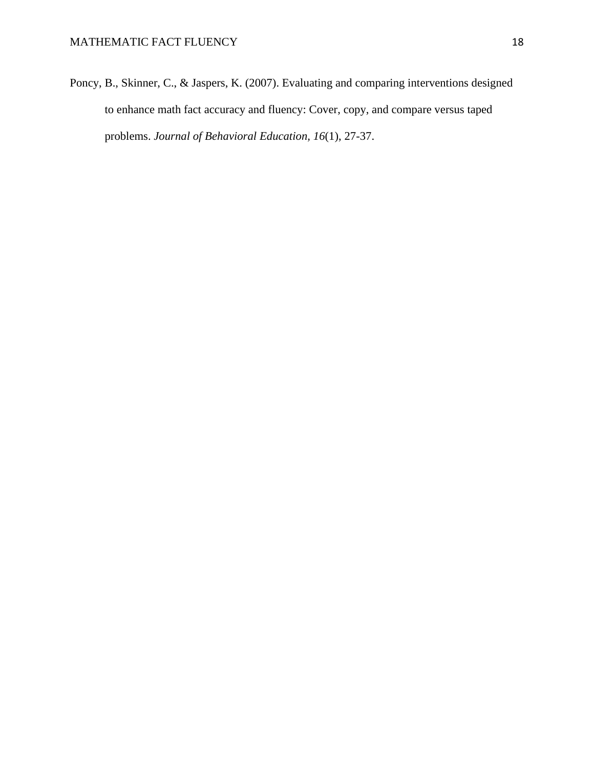Poncy, B., Skinner, C., & Jaspers, K. (2007). Evaluating and comparing interventions designed to enhance math fact accuracy and fluency: Cover, copy, and compare versus taped problems. *Journal of Behavioral Education, 16*(1), 27-37.